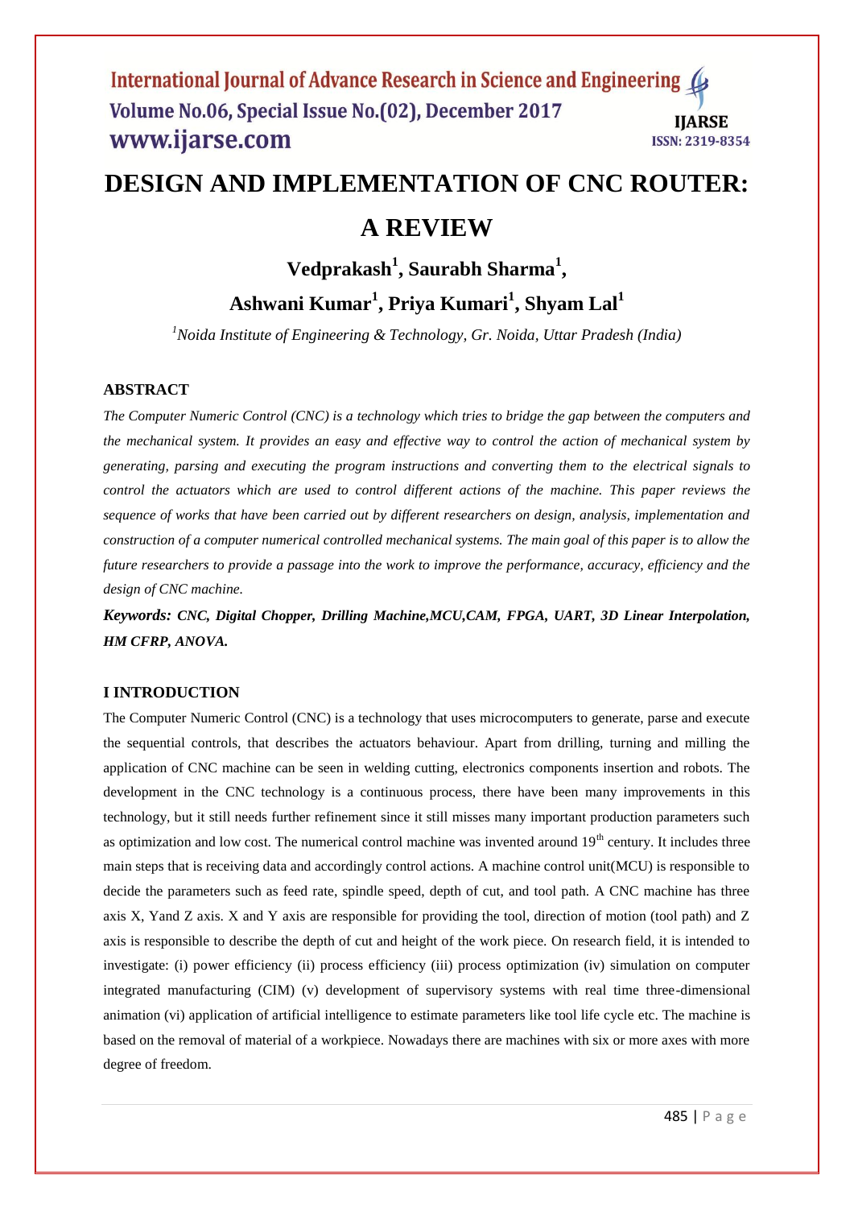# DESIGN AND IMPLEMENTATION OF CNC ROUTER: A REVIEW

**Vedprakash[1], Saurabh Sharma[1], Ashwani Kumar[1], Priya Kumari[1], Shyam Lal[1]**

*[1]Noida Institute of Engineering & Technology, Gr. Noida, Uttar Pradesh (India)*

## ABSTRACT

*The Computer Numeric Control (CNC) is a technology which tries to bridge the gap between the computers and the mechanical system. It provides an easy and effective way to control the action of mechanical system by generating, parsing and executing the program instructions and converting them to the electrical signals to control the actuators which are used to control different actions of the machine. This paper reviews the sequence of works that have been carried out by different researchers on design, analysis, implementation and construction of a computer numerical controlled mechanical systems. The main goal of this paper is to allow the future researchers to provide a passage into the work to improve the performance, accuracy, efficiency and the design of CNC machine.*

***Keywords: CNC, Digital Chopper, Drilling Machine,MCU,CAM, FPGA, UART, 3D Linear Interpolation, HM CFRP, ANOVA.***

## I INTRODUCTION

The Computer Numeric Control (CNC) is a technology that uses microcomputers to generate, parse and execute the sequential controls, that describes the actuators behaviour. Apart from drilling, turning and milling the application of CNC machine can be seen in welding cutting, electronics components insertion and robots. The development in the CNC technology is a continuous process, there have been many improvements in this technology, but it still needs further refinement since it still misses many important production parameters such as optimization and low cost. The numerical control machine was invented around 19$^{th}$ century. It includes three main steps that is receiving data and accordingly control actions. A machine control unit(MCU) is responsible to decide the parameters such as feed rate, spindle speed, depth of cut, and tool path. A CNC machine has three axis X, Yand Z axis. X and Y axis are responsible for providing the tool, direction of motion (tool path) and Z axis is responsible to describe the depth of cut and height of the work piece. On research field, it is intended to investigate: (i) power efficiency (ii) process efficiency (iii) process optimization (iv) simulation on computer integrated manufacturing (CIM) (v) development of supervisory systems with real time three-dimensional animation (vi) application of artificial intelligence to estimate parameters like tool life cycle etc. The machine is based on the removal of material of a workpiece. Nowadays there are machines with six or more axes with more degree of freedom.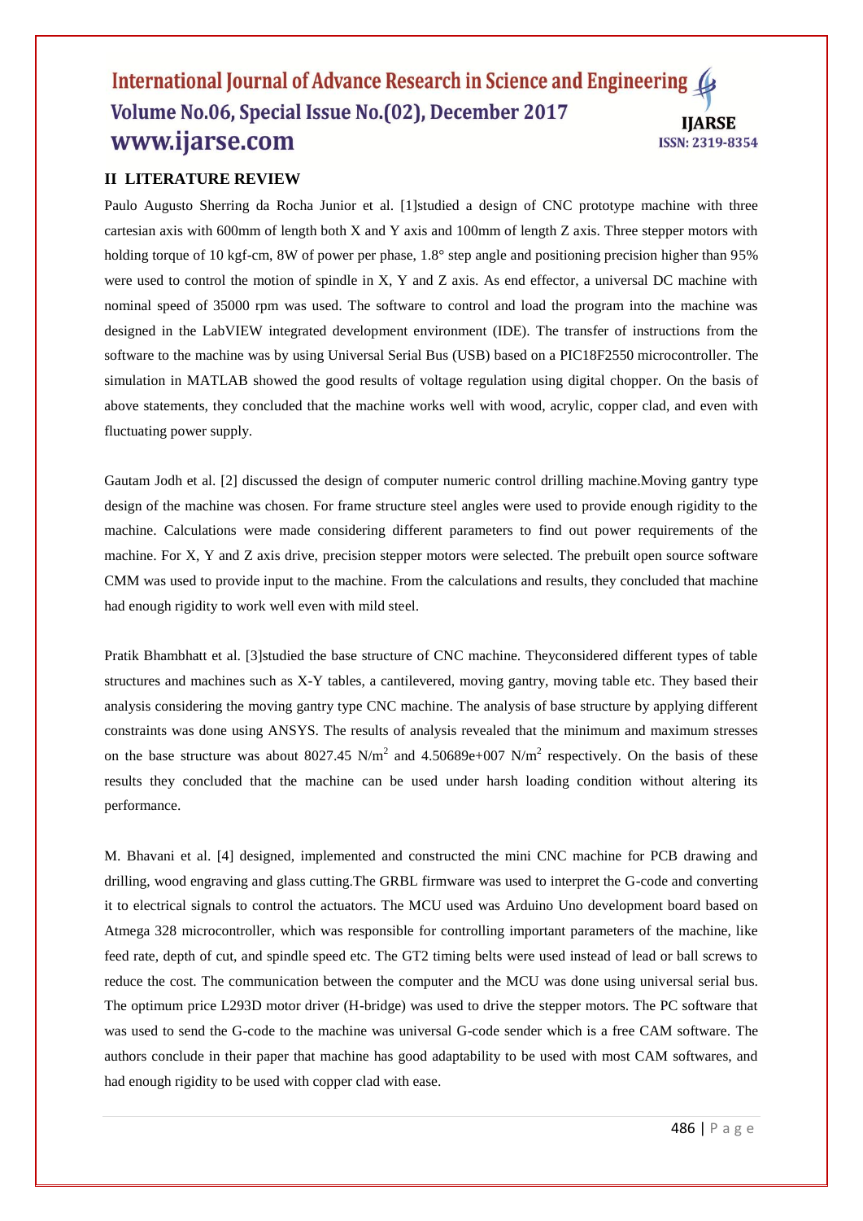## II LITERATURE REVIEW

Paulo Augusto Sherring da Rocha Junior et al. [1]studied a design of CNC prototype machine with three cartesian axis with 600mm of length both X and Y axis and 100mm of length Z axis. Three stepper motors with holding torque of 10 kgf-cm, 8W of power per phase, 1.8° step angle and positioning precision higher than 95% were used to control the motion of spindle in X, Y and Z axis. As end effector, a universal DC machine with nominal speed of 35000 rpm was used. The software to control and load the program into the machine was designed in the LabVIEW integrated development environment (IDE). The transfer of instructions from the software to the machine was by using Universal Serial Bus (USB) based on a PIC18F2550 microcontroller. The simulation in MATLAB showed the good results of voltage regulation using digital chopper. On the basis of above statements, they concluded that the machine works well with wood, acrylic, copper clad, and even with fluctuating power supply.

Gautam Jodh et al. [2] discussed the design of computer numeric control drilling machine.Moving gantry type design of the machine was chosen. For frame structure steel angles were used to provide enough rigidity to the machine. Calculations were made considering different parameters to find out power requirements of the machine. For X, Y and Z axis drive, precision stepper motors were selected. The prebuilt open source software CMM was used to provide input to the machine. From the calculations and results, they concluded that machine had enough rigidity to work well even with mild steel.

Pratik Bhambhatt et al. [3]studied the base structure of CNC machine. Theyconsidered different types of table structures and machines such as X-Y tables, a cantilevered, moving gantry, moving table etc. They based their analysis considering the moving gantry type CNC machine. The analysis of base structure by applying different constraints was done using ANSYS. The results of analysis revealed that the minimum and maximum stresses on the base structure was about 8027.45 $N/m^2$ and 4.50689e+007 $N/m^2$ respectively. On the basis of these results they concluded that the machine can be used under harsh loading condition without altering its performance.

M. Bhavani et al. [4] designed, implemented and constructed the mini CNC machine for PCB drawing and drilling, wood engraving and glass cutting.The GRBL firmware was used to interpret the G-code and converting it to electrical signals to control the actuators. The MCU used was Arduino Uno development board based on Atmega 328 microcontroller, which was responsible for controlling important parameters of the machine, like feed rate, depth of cut, and spindle speed etc. The GT2 timing belts were used instead of lead or ball screws to reduce the cost. The communication between the computer and the MCU was done using universal serial bus. The optimum price L293D motor driver (H-bridge) was used to drive the stepper motors. The PC software that was used to send the G-code to the machine was universal G-code sender which is a free CAM software. The authors conclude in their paper that machine has good adaptability to be used with most CAM softwares, and had enough rigidity to be used with copper clad with ease.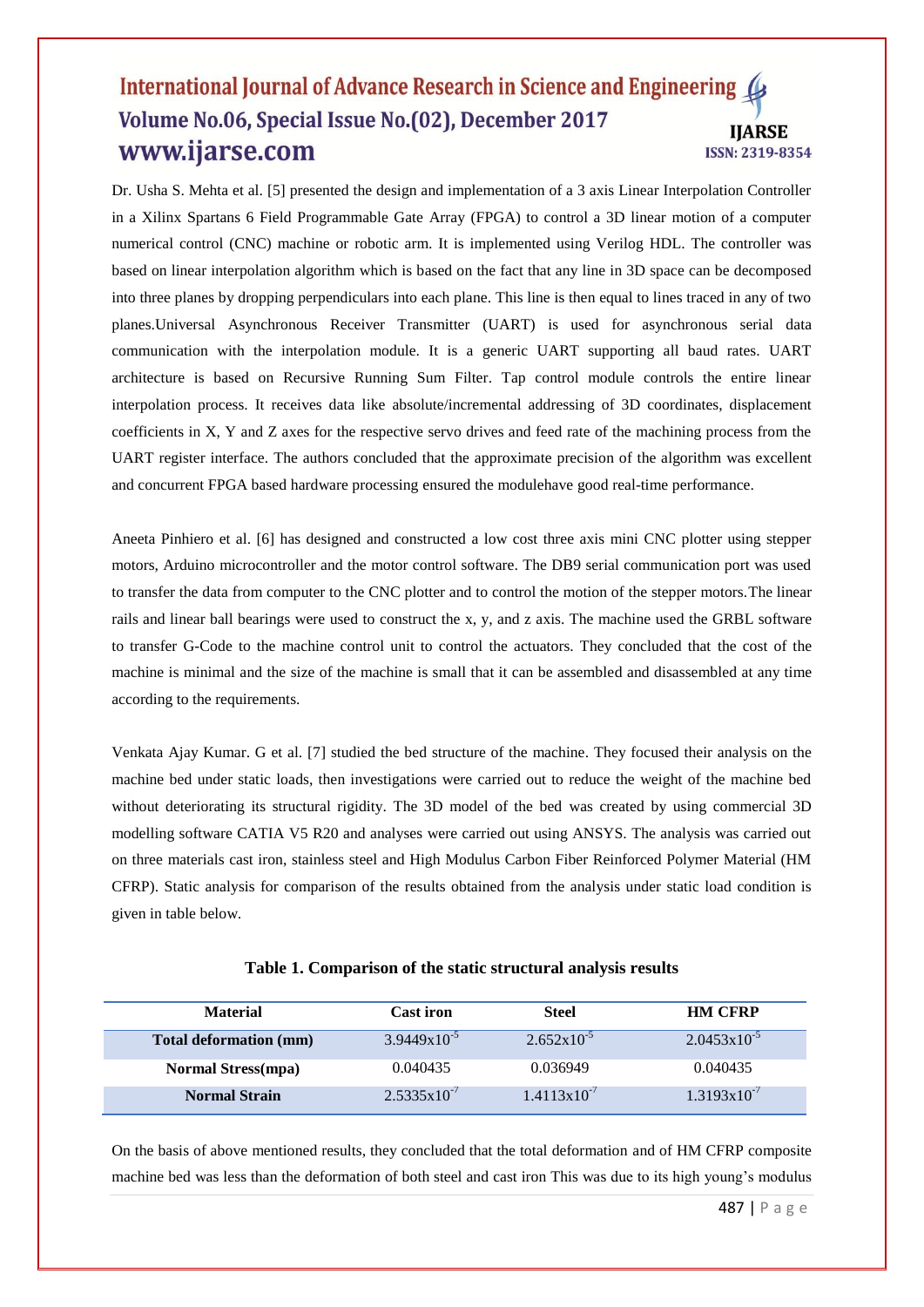Dr. Usha S. Mehta et al. [5] presented the design and implementation of a 3 axis Linear Interpolation Controller in a Xilinx Spartans 6 Field Programmable Gate Array (FPGA) to control a 3D linear motion of a computer numerical control (CNC) machine or robotic arm. It is implemented using Verilog HDL. The controller was based on linear interpolation algorithm which is based on the fact that any line in 3D space can be decomposed into three planes by dropping perpendiculars into each plane. This line is then equal to lines traced in any of two planes.Universal Asynchronous Receiver Transmitter (UART) is used for asynchronous serial data communication with the interpolation module. It is a generic UART supporting all baud rates. UART architecture is based on Recursive Running Sum Filter. Tap control module controls the entire linear interpolation process. It receives data like absolute/incremental addressing of 3D coordinates, displacement coefficients in X, Y and Z axes for the respective servo drives and feed rate of the machining process from the UART register interface. The authors concluded that the approximate precision of the algorithm was excellent and concurrent FPGA based hardware processing ensured the modulehave good real-time performance.

Aneeta Pinhiero et al. [6] has designed and constructed a low cost three axis mini CNC plotter using stepper motors, Arduino microcontroller and the motor control software. The DB9 serial communication port was used to transfer the data from computer to the CNC plotter and to control the motion of the stepper motors.The linear rails and linear ball bearings were used to construct the x, y, and z axis. The machine used the GRBL software to transfer G-Code to the machine control unit to control the actuators. They concluded that the cost of the machine is minimal and the size of the machine is small that it can be assembled and disassembled at any time according to the requirements.

Venkata Ajay Kumar. G et al. [7] studied the bed structure of the machine. They focused their analysis on the machine bed under static loads, then investigations were carried out to reduce the weight of the machine bed without deteriorating its structural rigidity. The 3D model of the bed was created by using commercial 3D modelling software CATIA V5 R20 and analyses were carried out using ANSYS. The analysis was carried out on three materials cast iron, stainless steel and High Modulus Carbon Fiber Reinforced Polymer Material (HM CFRP). Static analysis for comparison of the results obtained from the analysis under static load condition is given in table below.

**Table 1. Comparison of the static structural analysis results**

| Material | Cast iron | Steel | HM CFRP |
|---|---|---|---|
| **Total deformation (mm)** | $3.9449 \times 10^{-5}$ | $2.652 \times 10^{-5}$ | $2.0453 \times 10^{-5}$ |
| **Normal Stress(mpa)** | 0.040435 | 0.036949 | 0.040435 |
| **Normal Strain** | $2.5335 \times 10^{-7}$ | $1.4113 \times 10^{-7}$ | $1.3193 \times 10^{-7}$ |

On the basis of above mentioned results, they concluded that the total deformation and of HM CFRP composite machine bed was less than the deformation of both steel and cast iron This was due to its high young's modulus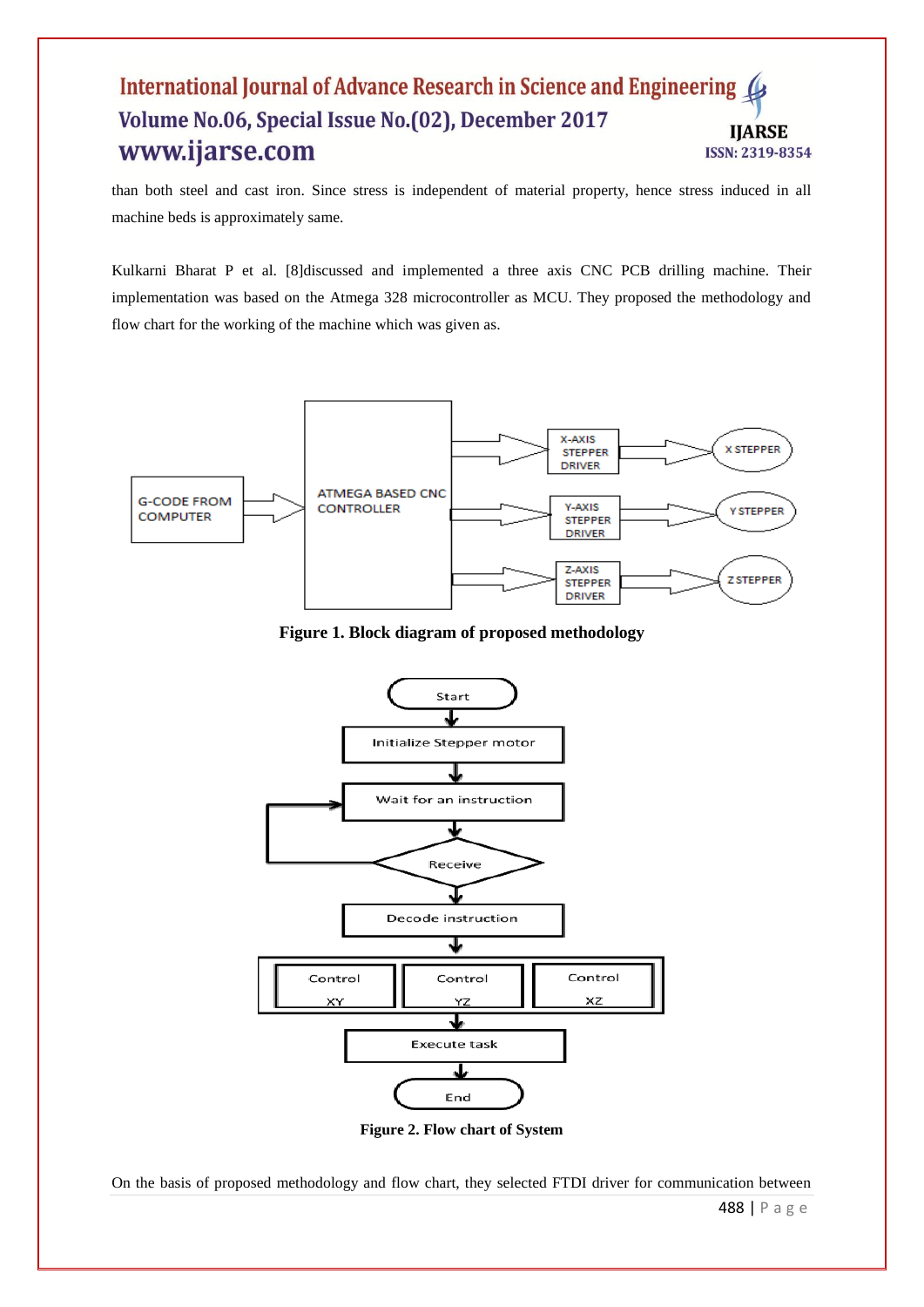than both steel and cast iron. Since stress is independent of material property, hence stress induced in all machine beds is approximately same.

Kulkarni Bharat P et al. [8]discussed and implemented a three axis CNC PCB drilling machine. Their implementation was based on the Atmega 328 microcontroller as MCU. They proposed the methodology and flow chart for the working of the machine which was given as.

**Figure 1. Block diagram of proposed methodology**

**Figure 2. Flow chart of System**

On the basis of proposed methodology and flow chart, they selected FTDI driver for communication between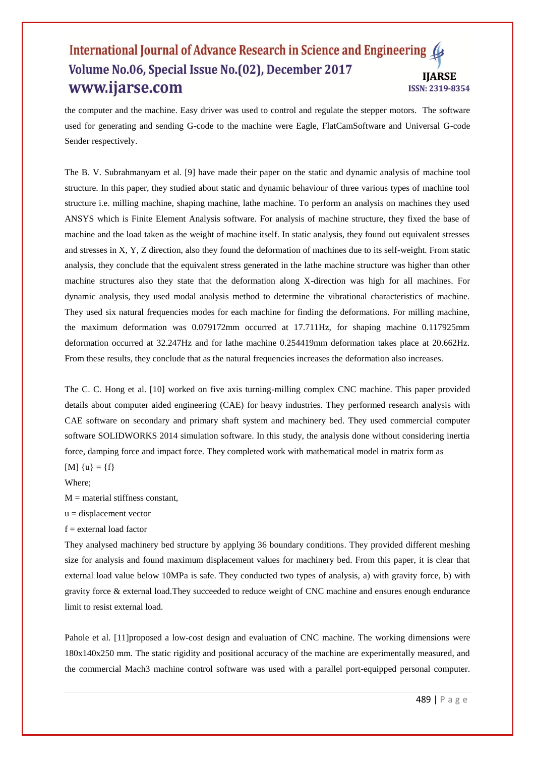the computer and the machine. Easy driver was used to control and regulate the stepper motors. The software used for generating and sending G-code to the machine were Eagle, FlatCamSoftware and Universal G-code Sender respectively.

The B. V. Subrahmanyam et al. [9] have made their paper on the static and dynamic analysis of machine tool structure. In this paper, they studied about static and dynamic behaviour of three various types of machine tool structure i.e. milling machine, shaping machine, lathe machine. To perform an analysis on machines they used ANSYS which is Finite Element Analysis software. For analysis of machine structure, they fixed the base of machine and the load taken as the weight of machine itself. In static analysis, they found out equivalent stresses and stresses in X, Y, Z direction, also they found the deformation of machines due to its self-weight. From static analysis, they conclude that the equivalent stress generated in the lathe machine structure was higher than other machine structures also they state that the deformation along X-direction was high for all machines. For dynamic analysis, they used modal analysis method to determine the vibrational characteristics of machine. They used six natural frequencies modes for each machine for finding the deformations. For milling machine, the maximum deformation was 0.079172mm occurred at 17.711Hz, for shaping machine 0.117925mm deformation occurred at 32.247Hz and for lathe machine 0.254419mm deformation takes place at 20.662Hz. From these results, they conclude that as the natural frequencies increases the deformation also increases.

The C. C. Hong et al. [10] worked on five axis turning-milling complex CNC machine. This paper provided details about computer aided engineering (CAE) for heavy industries. They performed research analysis with CAE software on secondary and primary shaft system and machinery bed. They used commercial computer software SOLIDWORKS 2014 simulation software. In this study, the analysis done without considering inertia force, damping force and impact force. They completed work with mathematical model in matrix form as

$$[M]\{u\} = \{f\}$$

Where;

M = material stiffness constant,

u = displacement vector

f = external load factor

They analysed machinery bed structure by applying 36 boundary conditions. They provided different meshing size for analysis and found maximum displacement values for machinery bed. From this paper, it is clear that external load value below 10MPa is safe. They conducted two types of analysis, a) with gravity force, b) with gravity force & external load.They succeeded to reduce weight of CNC machine and ensures enough endurance limit to resist external load.

Pahole et al. [11]proposed a low-cost design and evaluation of CNC machine. The working dimensions were 180x140x250 mm. The static rigidity and positional accuracy of the machine are experimentally measured, and the commercial Mach3 machine control software was used with a parallel port-equipped personal computer.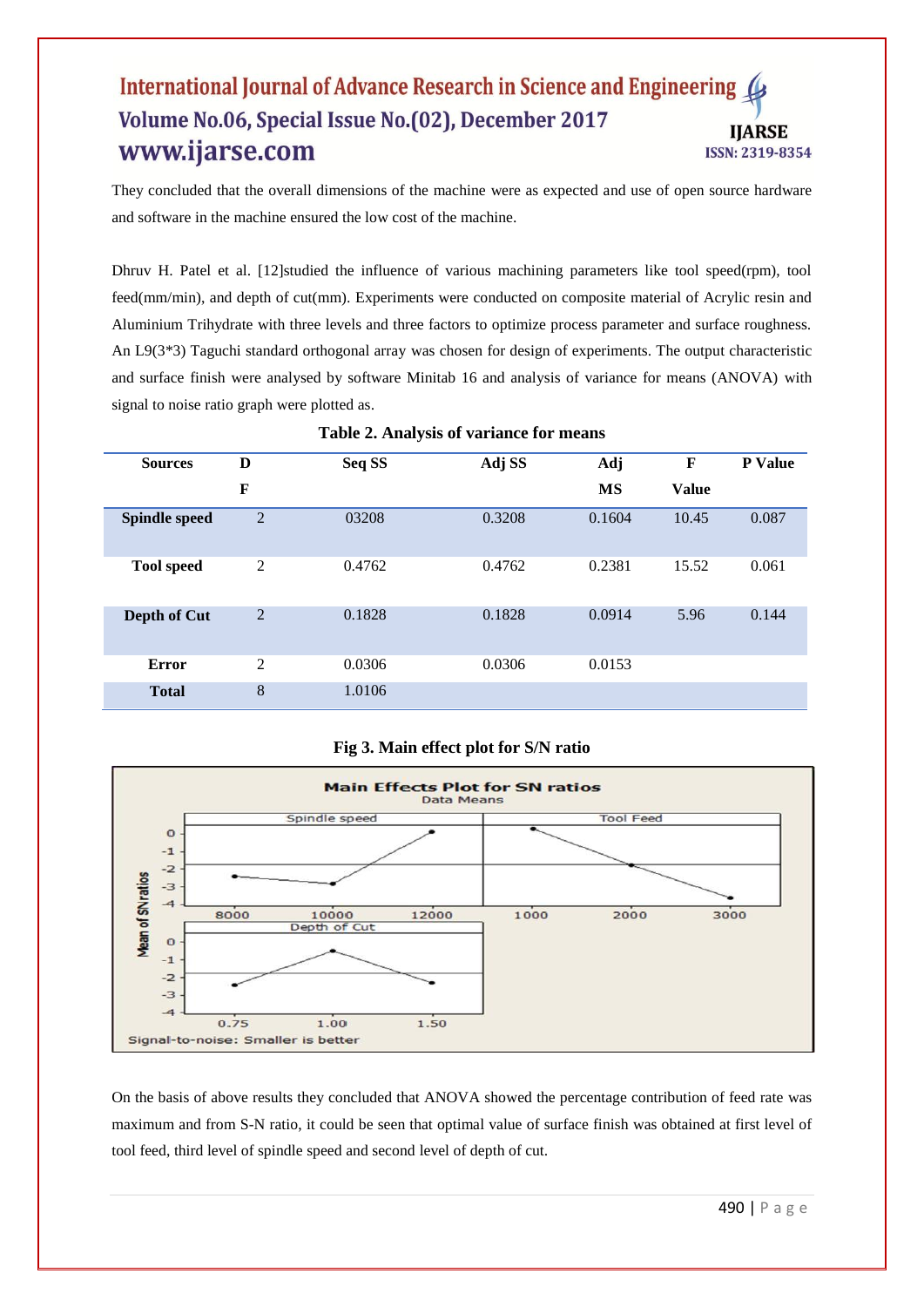They concluded that the overall dimensions of the machine were as expected and use of open source hardware and software in the machine ensured the low cost of the machine.

Dhruv H. Patel et al. [12]studied the influence of various machining parameters like tool speed(rpm), tool feed(mm/min), and depth of cut(mm). Experiments were conducted on composite material of Acrylic resin and Aluminium Trihydrate with three levels and three factors to optimize process parameter and surface roughness. An L9(3*3) Taguchi standard orthogonal array was chosen for design of experiments. The output characteristic and surface finish were analysed by software Minitab 16 and analysis of variance for means (ANOVA) with signal to noise ratio graph were plotted as.

**Table 2. Analysis of variance for means**

| Sources | DF | Seq SS | Adj SS | Adj MS | F Value | P Value |
|---|---|---|---|---|---|---|
| **Spindle speed** | 2 | 03208 | 0.3208 | 0.1604 | 10.45 | 0.087 |
| **Tool speed** | 2 | 0.4762 | 0.4762 | 0.2381 | 15.52 | 0.061 |
| **Depth of Cut** | 2 | 0.1828 | 0.1828 | 0.0914 | 5.96 | 0.144 |
| **Error** | 2 | 0.0306 | 0.0306 | 0.0153 | | |
| **Total** | 8 | 1.0106 | | | | |

**Fig 3. Main effect plot for S/N ratio**

On the basis of above results they concluded that ANOVA showed the percentage contribution of feed rate was maximum and from S-N ratio, it could be seen that optimal value of surface finish was obtained at first level of tool feed, third level of spindle speed and second level of depth of cut.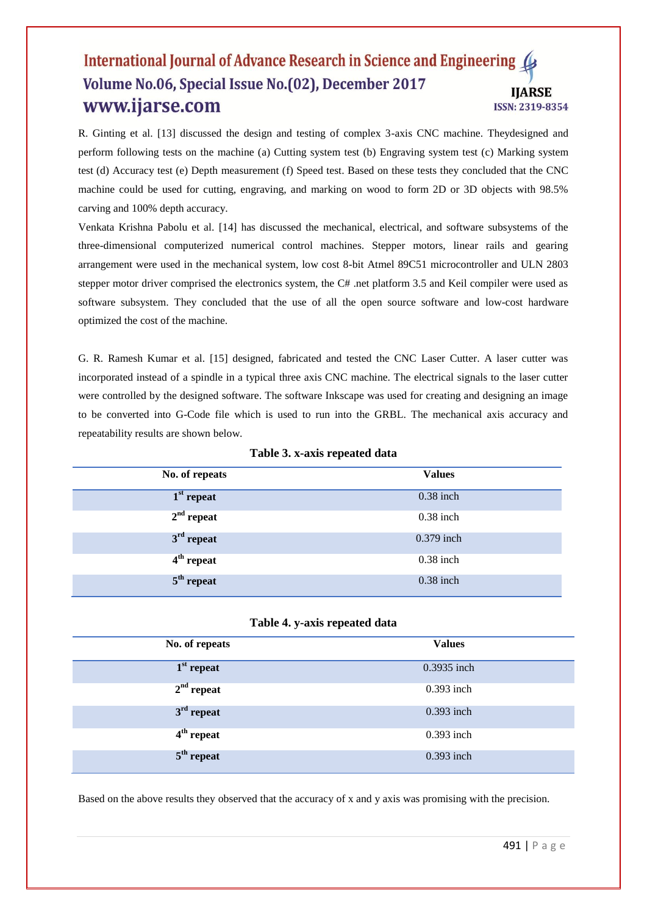R. Ginting et al. [13] discussed the design and testing of complex 3-axis CNC machine. Theydesigned and perform following tests on the machine (a) Cutting system test (b) Engraving system test (c) Marking system test (d) Accuracy test (e) Depth measurement (f) Speed test. Based on these tests they concluded that the CNC machine could be used for cutting, engraving, and marking on wood to form 2D or 3D objects with 98.5% carving and 100% depth accuracy.

Venkata Krishna Pabolu et al. [14] has discussed the mechanical, electrical, and software subsystems of the three-dimensional computerized numerical control machines. Stepper motors, linear rails and gearing arrangement were used in the mechanical system, low cost 8-bit Atmel 89C51 microcontroller and ULN 2803 stepper motor driver comprised the electronics system, the C# .net platform 3.5 and Keil compiler were used as software subsystem. They concluded that the use of all the open source software and low-cost hardware optimized the cost of the machine.

G. R. Ramesh Kumar et al. [15] designed, fabricated and tested the CNC Laser Cutter. A laser cutter was incorporated instead of a spindle in a typical three axis CNC machine. The electrical signals to the laser cutter were controlled by the designed software. The software Inkscape was used for creating and designing an image to be converted into G-Code file which is used to run into the GRBL. The mechanical axis accuracy and repeatability results are shown below.

**Table 3. x-axis repeated data**

| No. of repeats | Values |
|---|---|
| **1st repeat** | 0.38 inch |
| **2nd repeat** | 0.38 inch |
| **3rd repeat** | 0.379 inch |
| **4th repeat** | 0.38 inch |
| **5th repeat** | 0.38 inch |

**Table 4. y-axis repeated data**

| No. of repeats | Values |
|---|---|
| **1st repeat** | 0.3935 inch |
| **2nd repeat** | 0.393 inch |
| **3rd repeat** | 0.393 inch |
| **4th repeat** | 0.393 inch |
| **5th repeat** | 0.393 inch |

Based on the above results they observed that the accuracy of x and y axis was promising with the precision.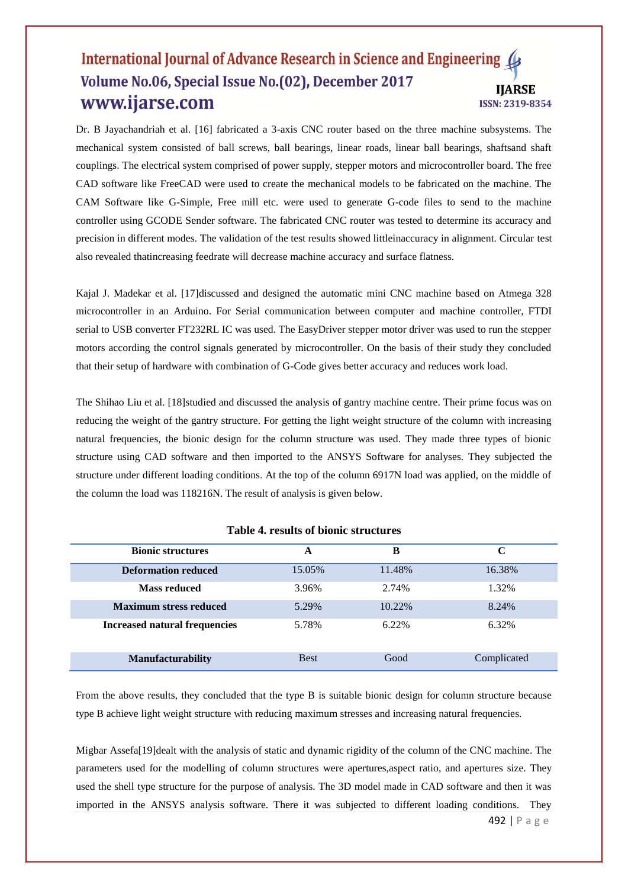Dr. B Jayachandriah et al. [16] fabricated a 3-axis CNC router based on the three machine subsystems. The mechanical system consisted of ball screws, ball bearings, linear roads, linear ball bearings, shaftsand shaft couplings. The electrical system comprised of power supply, stepper motors and microcontroller board. The free CAD software like FreeCAD were used to create the mechanical models to be fabricated on the machine. The CAM Software like G-Simple, Free mill etc. were used to generate G-code files to send to the machine controller using GCODE Sender software. The fabricated CNC router was tested to determine its accuracy and precision in different modes. The validation of the test results showed littleinaccuracy in alignment. Circular test also revealed thatincreasing feedrate will decrease machine accuracy and surface flatness.

Kajal J. Madekar et al. [17]discussed and designed the automatic mini CNC machine based on Atmega 328 microcontroller in an Arduino. For Serial communication between computer and machine controller, FTDI serial to USB converter FT232RL IC was used. The EasyDriver stepper motor driver was used to run the stepper motors according the control signals generated by microcontroller. On the basis of their study they concluded that their setup of hardware with combination of G-Code gives better accuracy and reduces work load.

The Shihao Liu et al. [18]studied and discussed the analysis of gantry machine centre. Their prime focus was on reducing the weight of the gantry structure. For getting the light weight structure of the column with increasing natural frequencies, the bionic design for the column structure was used. They made three types of bionic structure using CAD software and then imported to the ANSYS Software for analyses. They subjected the structure under different loading conditions. At the top of the column 6917N load was applied, on the middle of the column the load was 118216N. The result of analysis is given below.

**Table 4. results of bionic structures**

| Bionic structures | A | B | C |
|---|---|---|---|
| Deformation reduced | 15.05% | 11.48% | 16.38% |
| Mass reduced | 3.96% | 2.74% | 1.32% |
| Maximum stress reduced | 5.29% | 10.22% | 8.24% |
| Increased natural frequencies | 5.78% | 6.22% | 6.32% |
| Manufacturability | Best | Good | Complicated |

From the above results, they concluded that the type B is suitable bionic design for column structure because type B achieve light weight structure with reducing maximum stresses and increasing natural frequencies.

Migbar Assefa[19]dealt with the analysis of static and dynamic rigidity of the column of the CNC machine. The parameters used for the modelling of column structures were apertures,aspect ratio, and apertures size. They used the shell type structure for the purpose of analysis. The 3D model made in CAD software and then it was imported in the ANSYS analysis software. There it was subjected to different loading conditions. They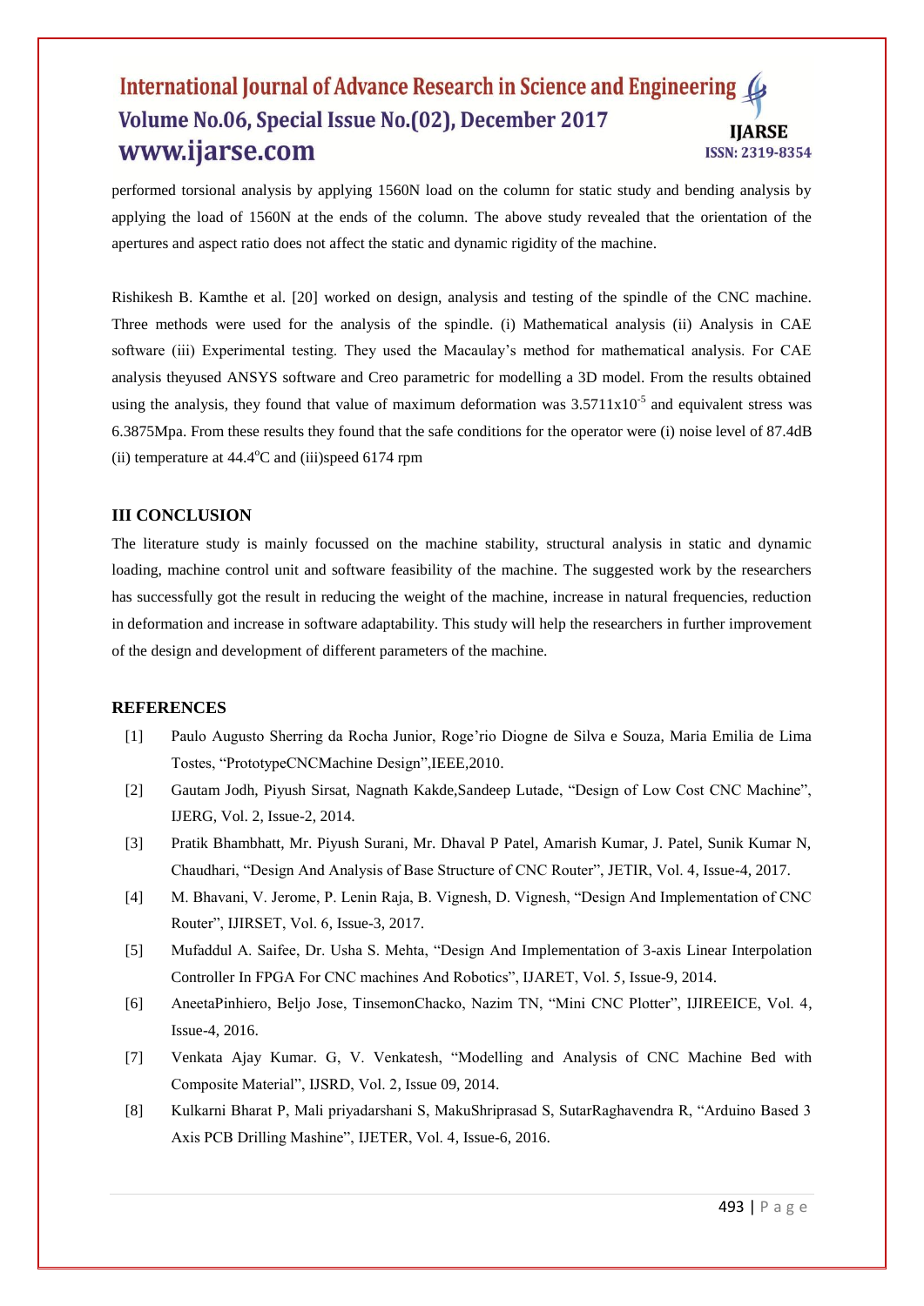performed torsional analysis by applying 1560N load on the column for static study and bending analysis by applying the load of 1560N at the ends of the column. The above study revealed that the orientation of the apertures and aspect ratio does not affect the static and dynamic rigidity of the machine.

Rishikesh B. Kamthe et al. [20] worked on design, analysis and testing of the spindle of the CNC machine. Three methods were used for the analysis of the spindle. (i) Mathematical analysis (ii) Analysis in CAE software (iii) Experimental testing. They used the Macaulay's method for mathematical analysis. For CAE analysis theyused ANSYS software and Creo parametric for modelling a 3D model. From the results obtained using the analysis, they found that value of maximum deformation was $3.5711 \times 10^{-5}$ and equivalent stress was 6.3875Mpa. From these results they found that the safe conditions for the operator were (i) noise level of 87.4dB (ii) temperature at 44.4$^{o}$C and (iii)speed 6174 rpm

## III CONCLUSION

The literature study is mainly focussed on the machine stability, structural analysis in static and dynamic loading, machine control unit and software feasibility of the machine. The suggested work by the researchers has successfully got the result in reducing the weight of the machine, increase in natural frequencies, reduction in deformation and increase in software adaptability. This study will help the researchers in further improvement of the design and development of different parameters of the machine.

## REFERENCES

[1] Paulo Augusto Sherring da Rocha Junior, Roge'rio Diogne de Silva e Souza, Maria Emilia de Lima Tostes, "PrototypeCNCMachine Design",IEEE,2010.

[2] Gautam Jodh, Piyush Sirsat, Nagnath Kakde,Sandeep Lutade, "Design of Low Cost CNC Machine", IJERG, Vol. 2, Issue-2, 2014.

[3] Pratik Bhambhatt, Mr. Piyush Surani, Mr. Dhaval P Patel, Amarish Kumar, J. Patel, Sunik Kumar N, Chaudhari, "Design And Analysis of Base Structure of CNC Router", JETIR, Vol. 4, Issue-4, 2017.

[4] M. Bhavani, V. Jerome, P. Lenin Raja, B. Vignesh, D. Vignesh, "Design And Implementation of CNC Router", IJIRSET, Vol. 6, Issue-3, 2017.

[5] Mufaddul A. Saifee, Dr. Usha S. Mehta, "Design And Implementation of 3-axis Linear Interpolation Controller In FPGA For CNC machines And Robotics", IJARET, Vol. 5, Issue-9, 2014.

[6] AneetaPinhiero, Beljo Jose, TinsemonChacko, Nazim TN, "Mini CNC Plotter", IJIREEICE, Vol. 4, Issue-4, 2016.

[7] Venkata Ajay Kumar. G, V. Venkatesh, "Modelling and Analysis of CNC Machine Bed with Composite Material", IJSRD, Vol. 2, Issue 09, 2014.

[8] Kulkarni Bharat P, Mali priyadarshani S, MakuShriprasad S, SutarRaghavendra R, "Arduino Based 3 Axis PCB Drilling Mashine", IJETER, Vol. 4, Issue-6, 2016.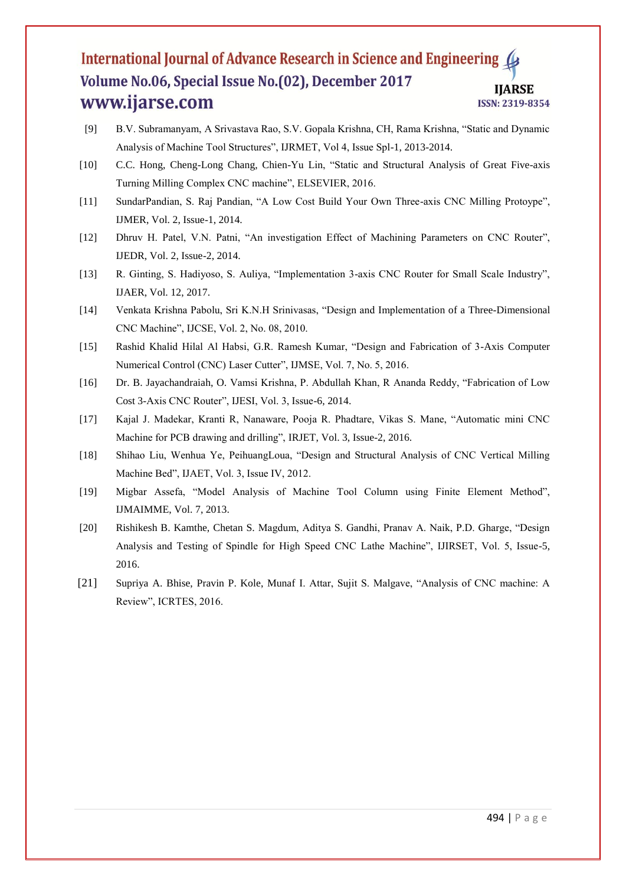[9] B.V. Subramanyam, A Srivastava Rao, S.V. Gopala Krishna, CH, Rama Krishna, "Static and Dynamic Analysis of Machine Tool Structures", IJRMET, Vol 4, Issue Spl-1, 2013-2014.

[10] C.C. Hong, Cheng-Long Chang, Chien-Yu Lin, "Static and Structural Analysis of Great Five-axis Turning Milling Complex CNC machine", ELSEVIER, 2016.

[11] SundarPandian, S. Raj Pandian, "A Low Cost Build Your Own Three-axis CNC Milling Protoype", IJMER, Vol. 2, Issue-1, 2014.

[12] Dhruv H. Patel, V.N. Patni, "An investigation Effect of Machining Parameters on CNC Router", IJEDR, Vol. 2, Issue-2, 2014.

[13] R. Ginting, S. Hadiyoso, S. Auliya, "Implementation 3-axis CNC Router for Small Scale Industry", IJAER, Vol. 12, 2017.

[14] Venkata Krishna Pabolu, Sri K.N.H Srinivasas, "Design and Implementation of a Three-Dimensional CNC Machine", IJCSE, Vol. 2, No. 08, 2010.

[15] Rashid Khalid Hilal Al Habsi, G.R. Ramesh Kumar, "Design and Fabrication of 3-Axis Computer Numerical Control (CNC) Laser Cutter", IJMSE, Vol. 7, No. 5, 2016.

[16] Dr. B. Jayachandraiah, O. Vamsi Krishna, P. Abdullah Khan, R Ananda Reddy, "Fabrication of Low Cost 3-Axis CNC Router", IJESI, Vol. 3, Issue-6, 2014.

[17] Kajal J. Madekar, Kranti R, Nanaware, Pooja R. Phadtare, Vikas S. Mane, "Automatic mini CNC Machine for PCB drawing and drilling", IRJET, Vol. 3, Issue-2, 2016.

[18] Shihao Liu, Wenhua Ye, PeihuangLoua, "Design and Structural Analysis of CNC Vertical Milling Machine Bed", IJAET, Vol. 3, Issue IV, 2012.

[19] Migbar Assefa, "Model Analysis of Machine Tool Column using Finite Element Method", IJMAIMME, Vol. 7, 2013.

[20] Rishikesh B. Kamthe, Chetan S. Magdum, Aditya S. Gandhi, Pranav A. Naik, P.D. Gharge, "Design Analysis and Testing of Spindle for High Speed CNC Lathe Machine", IJIRSET, Vol. 5, Issue-5, 2016.

[21] Supriya A. Bhise, Pravin P. Kole, Munaf I. Attar, Sujit S. Malgave, "Analysis of CNC machine: A Review", ICRTES, 2016.